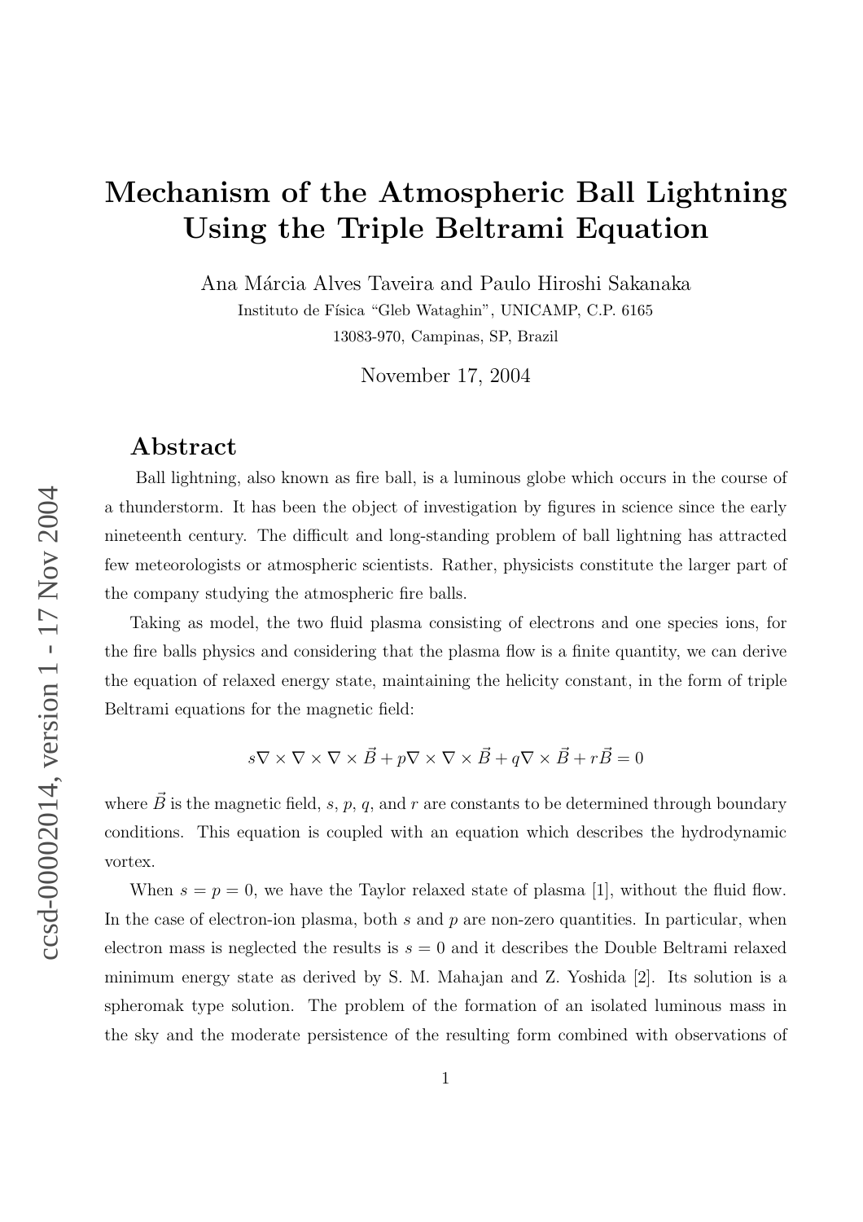# Mechanism of the Atmospheric Ball Lightning Using the Triple Beltrami Equation

Ana Márcia Alves Taveira and Paulo Hiroshi Sakanaka

Instituto de Física "Gleb Wataghin", UNICAMP, C.P. 6165

13083-970, Campinas, SP, Brazil

November 17, 2004

## Abstract

Ball lightning, also known as fire ball, is a luminous globe which occurs in the course of a thunderstorm. It has been the object of investigation by figures in science since the early nineteenth century. The difficult and long-standing problem of ball lightning has attracted few meteorologists or atmospheric scientists. Rather, physicists constitute the larger part of the company studying the atmospheric fire balls.

Taking as model, the two fluid plasma consisting of electrons and one species ions, for the fire balls physics and considering that the plasma flow is a finite quantity, we can derive the equation of relaxed energy state, maintaining the helicity constant, in the form of triple Beltrami equations for the magnetic field:

$$s\nabla \times \nabla \times \nabla \times \vec{B} + p\nabla \times \nabla \times \vec{B} + q\nabla \times \vec{B} + r\vec{B} = 0$$

where $\vec{B}$ is the magnetic field, $s$, $p$, $q$, and $r$ are constants to be determined through boundary conditions. This equation is coupled with an equation which describes the hydrodynamic vortex.

When $s = p = 0$, we have the Taylor relaxed state of plasma [1], without the fluid flow. In the case of electron-ion plasma, both $s$ and $p$ are non-zero quantities. In particular, when electron mass is neglected the results is $s = 0$ and it describes the Double Beltrami relaxed minimum energy state as derived by S. M. Mahajan and Z. Yoshida [2]. Its solution is a spheromak type solution. The problem of the formation of an isolated luminous mass in the sky and the moderate persistence of the resulting form combined with observations of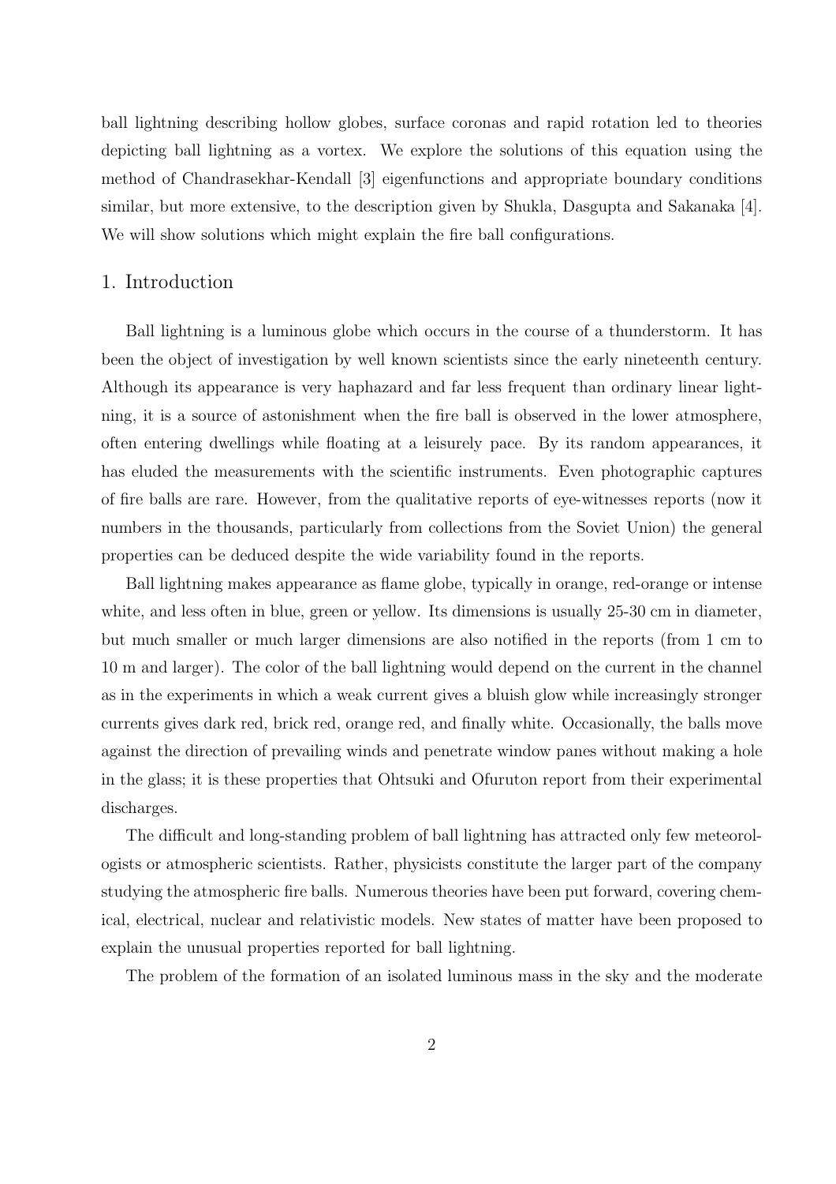ball lightning describing hollow globes, surface coronas and rapid rotation led to theories depicting ball lightning as a vortex. We explore the solutions of this equation using the method of Chandrasekhar-Kendall [3] eigenfunctions and appropriate boundary conditions similar, but more extensive, to the description given by Shukla, Dasgupta and Sakanaka [4]. We will show solutions which might explain the fire ball configurations.

## 1. Introduction

Ball lightning is a luminous globe which occurs in the course of a thunderstorm. It has been the object of investigation by well known scientists since the early nineteenth century. Although its appearance is very haphazard and far less frequent than ordinary linear lightning, it is a source of astonishment when the fire ball is observed in the lower atmosphere, often entering dwellings while floating at a leisurely pace. By its random appearances, it has eluded the measurements with the scientific instruments. Even photographic captures of fire balls are rare. However, from the qualitative reports of eye-witnesses reports (now it numbers in the thousands, particularly from collections from the Soviet Union) the general properties can be deduced despite the wide variability found in the reports.

Ball lightning makes appearance as flame globe, typically in orange, red-orange or intense white, and less often in blue, green or yellow. Its dimensions is usually 25-30 cm in diameter, but much smaller or much larger dimensions are also notified in the reports (from 1 cm to 10 m and larger). The color of the ball lightning would depend on the current in the channel as in the experiments in which a weak current gives a bluish glow while increasingly stronger currents gives dark red, brick red, orange red, and finally white. Occasionally, the balls move against the direction of prevailing winds and penetrate window panes without making a hole in the glass; it is these properties that Ohtsuki and Ofuruton report from their experimental discharges.

The difficult and long-standing problem of ball lightning has attracted only few meteorologists or atmospheric scientists. Rather, physicists constitute the larger part of the company studying the atmospheric fire balls. Numerous theories have been put forward, covering chemical, electrical, nuclear and relativistic models. New states of matter have been proposed to explain the unusual properties reported for ball lightning.

The problem of the formation of an isolated luminous mass in the sky and the moderate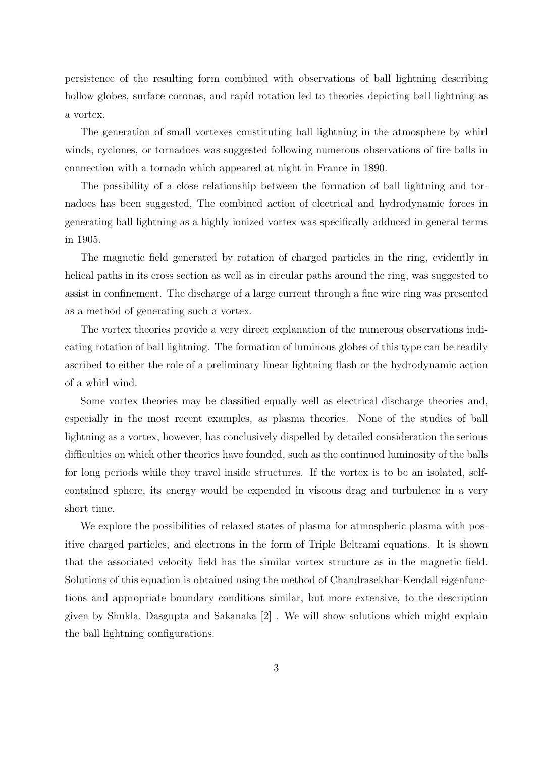persistence of the resulting form combined with observations of ball lightning describing hollow globes, surface coronas, and rapid rotation led to theories depicting ball lightning as a vortex.

The generation of small vortexes constituting ball lightning in the atmosphere by whirl winds, cyclones, or tornadoes was suggested following numerous observations of fire balls in connection with a tornado which appeared at night in France in 1890.

The possibility of a close relationship between the formation of ball lightning and tornadoes has been suggested, The combined action of electrical and hydrodynamic forces in generating ball lightning as a highly ionized vortex was specifically adduced in general terms in 1905.

The magnetic field generated by rotation of charged particles in the ring, evidently in helical paths in its cross section as well as in circular paths around the ring, was suggested to assist in confinement. The discharge of a large current through a fine wire ring was presented as a method of generating such a vortex.

The vortex theories provide a very direct explanation of the numerous observations indicating rotation of ball lightning. The formation of luminous globes of this type can be readily ascribed to either the role of a preliminary linear lightning flash or the hydrodynamic action of a whirl wind.

Some vortex theories may be classified equally well as electrical discharge theories and, especially in the most recent examples, as plasma theories. None of the studies of ball lightning as a vortex, however, has conclusively dispelled by detailed consideration the serious difficulties on which other theories have founded, such as the continued luminosity of the balls for long periods while they travel inside structures. If the vortex is to be an isolated, self-contained sphere, its energy would be expended in viscous drag and turbulence in a very short time.

We explore the possibilities of relaxed states of plasma for atmospheric plasma with positive charged particles, and electrons in the form of Triple Beltrami equations. It is shown that the associated velocity field has the similar vortex structure as in the magnetic field. Solutions of this equation is obtained using the method of Chandrasekhar-Kendall eigenfunctions and appropriate boundary conditions similar, but more extensive, to the description given by Shukla, Dasgupta and Sakanaka [2] . We will show solutions which might explain the ball lightning configurations.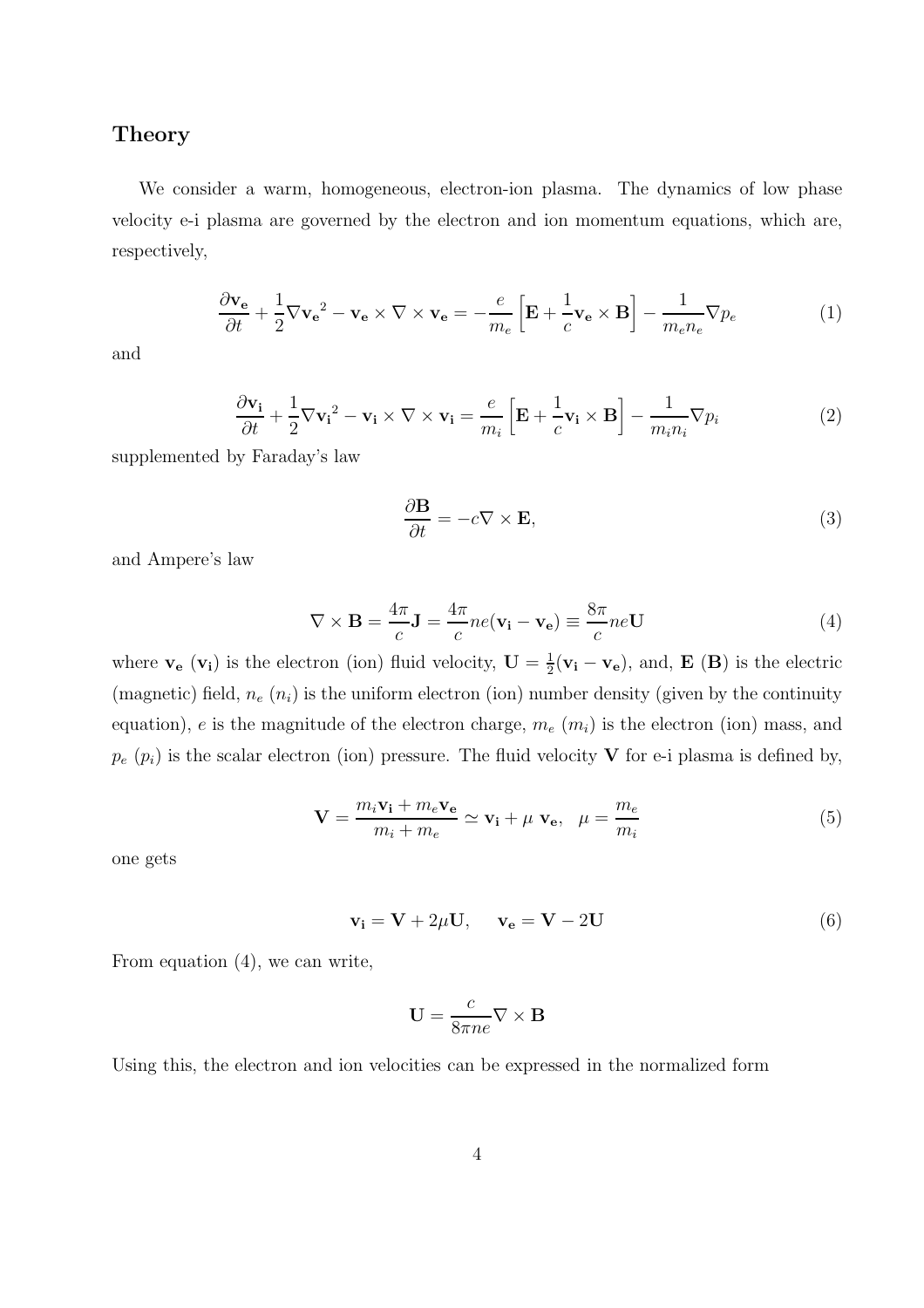## Theory

We consider a warm, homogeneous, electron-ion plasma. The dynamics of low phase velocity e-i plasma are governed by the electron and ion momentum equations, which are, respectively,

$$\frac{\partial \mathbf{v_e}}{\partial t} + \frac{1}{2}\nabla {\mathbf{v_e}}^2 - \mathbf{v_e} \times \nabla \times \mathbf{v_e} = -\frac{e}{m_e}\left[\mathbf{E} + \frac{1}{c}\mathbf{v_e} \times \mathbf{B}\right] - \frac{1}{m_e n_e}\nabla p_e \tag{1}$$

and

$$\frac{\partial \mathbf{v_i}}{\partial t} + \frac{1}{2}\nabla {\mathbf{v_i}}^2 - \mathbf{v_i} \times \nabla \times \mathbf{v_i} = \frac{e}{m_i}\left[\mathbf{E} + \frac{1}{c}\mathbf{v_i} \times \mathbf{B}\right] - \frac{1}{m_i n_i}\nabla p_i \tag{2}$$

supplemented by Faraday's law

$$\frac{\partial \mathbf{B}}{\partial t} = -c\nabla \times \mathbf{E}, \tag{3}$$

and Ampere's law

$$\nabla \times \mathbf{B} = \frac{4\pi}{c}\mathbf{J} = \frac{4\pi}{c}ne(\mathbf{v_i} - \mathbf{v_e}) \equiv \frac{8\pi}{c}ne\mathbf{U} \tag{4}$$

where $\mathbf{v_e}$ ($\mathbf{v_i}$) is the electron (ion) fluid velocity, $\mathbf{U} = \frac{1}{2}(\mathbf{v_i} - \mathbf{v_e})$, and, $\mathbf{E}$ ($\mathbf{B}$) is the electric (magnetic) field, $n_e$ ($n_i$) is the uniform electron (ion) number density (given by the continuity equation), $e$ is the magnitude of the electron charge, $m_e$ ($m_i$) is the electron (ion) mass, and $p_e$ ($p_i$) is the scalar electron (ion) pressure. The fluid velocity $\mathbf{V}$ for e-i plasma is defined by,

$$\mathbf{V} = \frac{m_i\mathbf{v_i} + m_e\mathbf{v_e}}{m_i + m_e} \simeq \mathbf{v_i} + \mu\ \mathbf{v_e}, \quad \mu = \frac{m_e}{m_i} \tag{5}$$

one gets

$$\mathbf{v_i} = \mathbf{V} + 2\mu\mathbf{U}, \qquad \mathbf{v_e} = \mathbf{V} - 2\mathbf{U} \tag{6}$$

From equation (4), we can write,

$$\mathbf{U} = \frac{c}{8\pi ne}\nabla \times \mathbf{B}$$

Using this, the electron and ion velocities can be expressed in the normalized form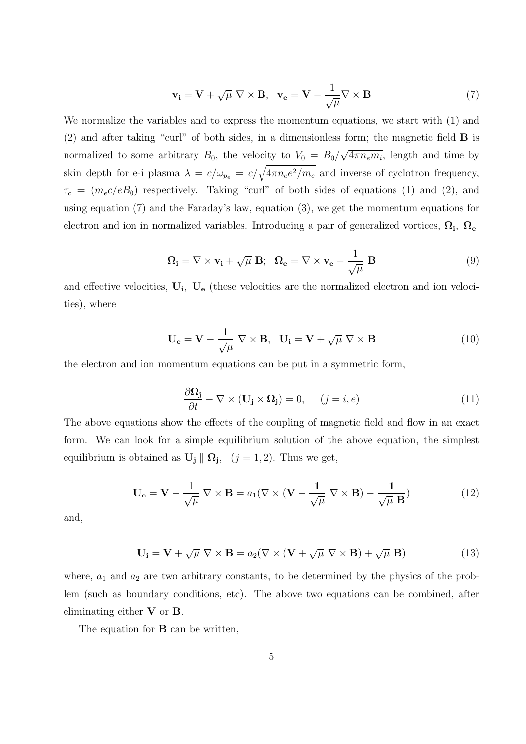$$\mathbf{v_i} = \mathbf{V} + \sqrt{\mu}\ \nabla\times\mathbf{B}, \quad \mathbf{v_e} = \mathbf{V} - \frac{1}{\sqrt{\mu}}\nabla\times\mathbf{B} \tag{7}$$

We normalize the variables and to express the momentum equations, we start with (1) and (2) and after taking "curl" of both sides, in a dimensionless form; the magnetic field $\mathbf{B}$ is normalized to some arbitrary $B_0$, the velocity to $V_0 = B_0/\sqrt{4\pi n_e m_i}$, length and time by skin depth for e-i plasma $\lambda = c/\omega_{p_e} = c/\sqrt{4\pi n_e e^2/m_e}$ and inverse of cyclotron frequency, $\tau_c = (m_e c/eB_0)$ respectively. Taking "curl" of both sides of equations (1) and (2), and using equation (7) and the Faraday's law, equation (3), we get the momentum equations for electron and ion in normalized variables. Introducing a pair of generalized vortices, $\mathbf{\Omega_i},\ \mathbf{\Omega_e}$

$$\mathbf{\Omega_i} = \nabla\times\mathbf{v_i} + \sqrt{\mu}\ \mathbf{B}; \quad \mathbf{\Omega_e} = \nabla\times\mathbf{v_e} - \frac{1}{\sqrt{\mu}}\ \mathbf{B} \tag{9}$$

and effective velocities, $\mathbf{U_i},\ \mathbf{U_e}$ (these velocities are the normalized electron and ion velocities), where

$$\mathbf{U_e} = \mathbf{V} - \frac{1}{\sqrt{\mu}}\ \nabla\times\mathbf{B}, \quad \mathbf{U_i} = \mathbf{V} + \sqrt{\mu}\ \nabla\times\mathbf{B} \tag{10}$$

the electron and ion momentum equations can be put in a symmetric form,

$$\frac{\partial\mathbf{\Omega_j}}{\partial t} - \nabla\times(\mathbf{U_j}\times\mathbf{\Omega_j}) = 0, \qquad (j = i, e) \tag{11}$$

The above equations show the effects of the coupling of magnetic field and flow in an exact form. We can look for a simple equilibrium solution of the above equation, the simplest equilibrium is obtained as $\mathbf{U_j} \parallel \mathbf{\Omega_j}, \quad (j = 1, 2)$. Thus we get,

$$\mathbf{U_e} = \mathbf{V} - \frac{1}{\sqrt{\mu}}\ \nabla\times\mathbf{B} = a_1(\nabla\times(\mathbf{V} - \frac{\mathbf{1}}{\sqrt{\mu}}\ \nabla\times\mathbf{B}) - \frac{\mathbf{1}}{\sqrt{\mu}\ \mathbf{B}}) \tag{12}$$

and,

$$\mathbf{U_i} = \mathbf{V} + \sqrt{\mu}\ \nabla\times\mathbf{B} = a_2(\nabla\times(\mathbf{V} + \sqrt{\mu}\ \nabla\times\mathbf{B}) + \sqrt{\mu}\ \mathbf{B}) \tag{13}$$

where, $a_1$ and $a_2$ are two arbitrary constants, to be determined by the physics of the problem (such as boundary conditions, etc). The above two equations can be combined, after eliminating either $\mathbf{V}$ or $\mathbf{B}$.

The equation for $\mathbf{B}$ can be written,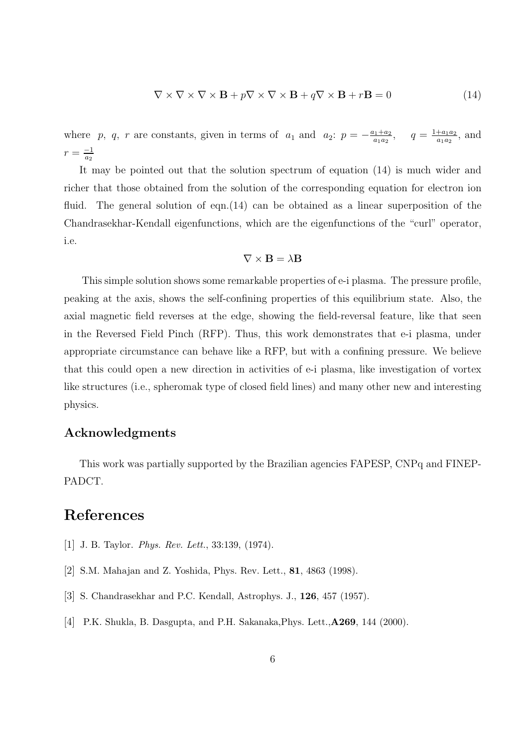$$\nabla \times \nabla \times \nabla \times \mathbf{B} + p\nabla \times \nabla \times \mathbf{B} + q\nabla \times \mathbf{B} + r\mathbf{B} = 0 \tag{14}$$

where $p$, $q$, $r$ are constants, given in terms of $a_1$ and $a_2$: $p = -\frac{a_1+a_2}{a_1 a_2}$, $q = \frac{1+a_1 a_2}{a_1 a_2}$, and $r = \frac{-1}{a_2}$

It may be pointed out that the solution spectrum of equation (14) is much wider and richer that those obtained from the solution of the corresponding equation for electron ion fluid. The general solution of eqn.(14) can be obtained as a linear superposition of the Chandrasekhar-Kendall eigenfunctions, which are the eigenfunctions of the "curl" operator, i.e.

$$\nabla \times \mathbf{B} = \lambda \mathbf{B}$$

This simple solution shows some remarkable properties of e-i plasma. The pressure profile, peaking at the axis, shows the self-confining properties of this equilibrium state. Also, the axial magnetic field reverses at the edge, showing the field-reversal feature, like that seen in the Reversed Field Pinch (RFP). Thus, this work demonstrates that e-i plasma, under appropriate circumstance can behave like a RFP, but with a confining pressure. We believe that this could open a new direction in activities of e-i plasma, like investigation of vortex like structures (i.e., spheromak type of closed field lines) and many other new and interesting physics.

## Acknowledgments

This work was partially supported by the Brazilian agencies FAPESP, CNPq and FINEP-PADCT.

# References

[1] J. B. Taylor. *Phys. Rev. Lett.*, 33:139, (1974).

[2] S.M. Mahajan and Z. Yoshida, Phys. Rev. Lett., **81**, 4863 (1998).

[3] S. Chandrasekhar and P.C. Kendall, Astrophys. J., **126**, 457 (1957).

[4] P.K. Shukla, B. Dasgupta, and P.H. Sakanaka,Phys. Lett.,**A269**, 144 (2000).